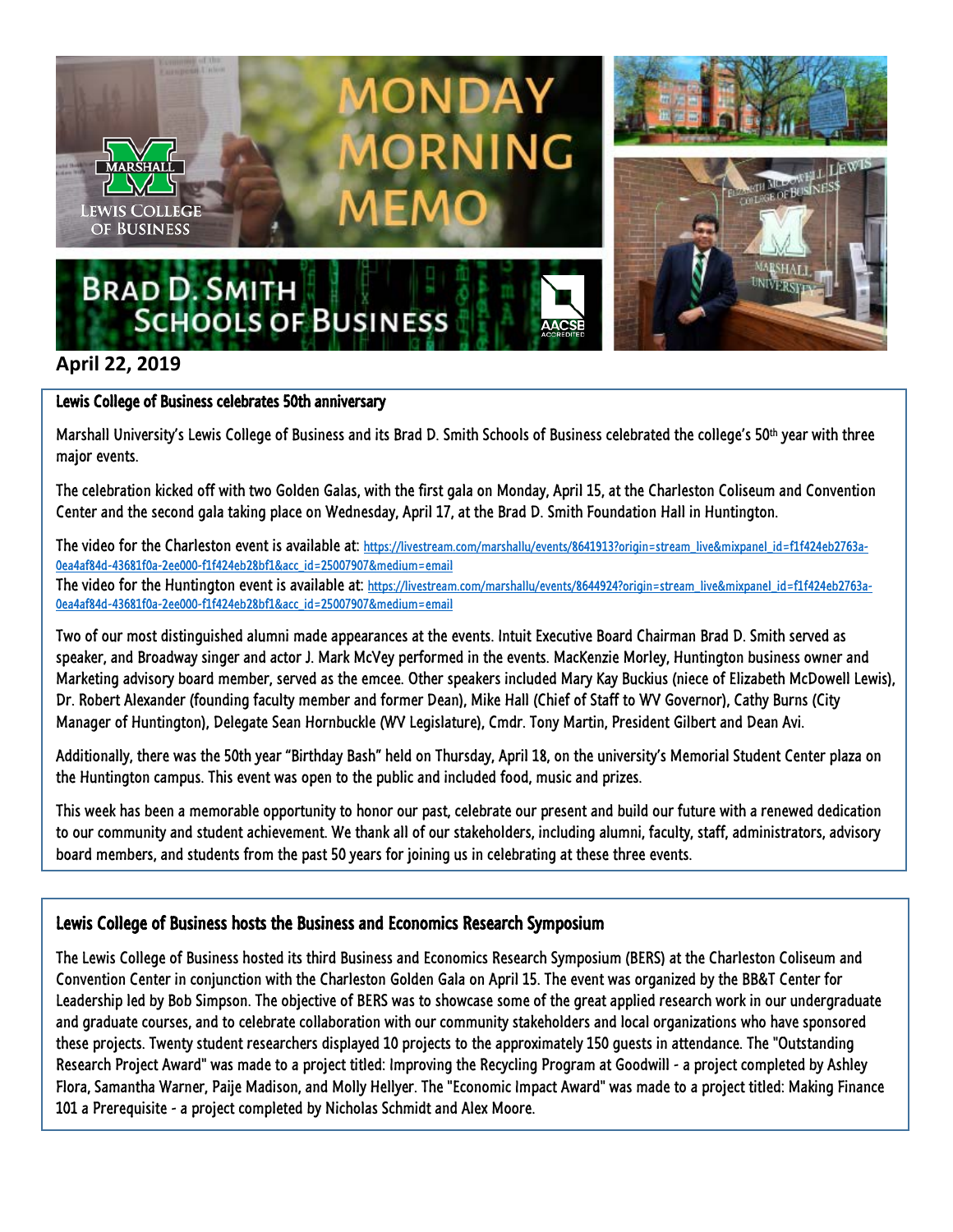# MONDAY MORNING MEMO

Marshall Lewis College of Business

Brad D. Smith Schools of Business

**April 22, 2019**

## Lewis College of Business celebrates 50th anniversary

Marshall University's Lewis College of Business and its Brad D. Smith Schools of Business celebrated the college's 50th year with three major events.

The celebration kicked off with two Golden Galas, with the first gala on Monday, April 15, at the Charleston Coliseum and Convention Center and the second gala taking place on Wednesday, April 17, at the Brad D. Smith Foundation Hall in Huntington.

The video for the Charleston event is available at: https://livestream.com/marshallu/events/8641913?origin=stream_live&mixpanel_id=f1f424eb2763a-0ea4af84d-43681f0a-2ee000-f1f424eb28bf1&acc_id=25007907&medium=email
The video for the Huntington event is available at: https://livestream.com/marshallu/events/8644924?origin=stream_live&mixpanel_id=f1f424eb2763a-0ea4af84d-43681f0a-2ee000-f1f424eb28bf1&acc_id=25007907&medium=email

Two of our most distinguished alumni made appearances at the events. Intuit Executive Board Chairman Brad D. Smith served as speaker, and Broadway singer and actor J. Mark McVey performed in the events. MacKenzie Morley, Huntington business owner and Marketing advisory board member, served as the emcee. Other speakers included Mary Kay Buckius (niece of Elizabeth McDowell Lewis), Dr. Robert Alexander (founding faculty member and former Dean), Mike Hall (Chief of Staff to WV Governor), Cathy Burns (City Manager of Huntington), Delegate Sean Hornbuckle (WV Legislature), Cmdr. Tony Martin, President Gilbert and Dean Avi.

Additionally, there was the 50th year "Birthday Bash" held on Thursday, April 18, on the university's Memorial Student Center plaza on the Huntington campus. This event was open to the public and included food, music and prizes.

This week has been a memorable opportunity to honor our past, celebrate our present and build our future with a renewed dedication to our community and student achievement. We thank all of our stakeholders, including alumni, faculty, staff, administrators, advisory board members, and students from the past 50 years for joining us in celebrating at these three events.

## Lewis College of Business hosts the Business and Economics Research Symposium

The Lewis College of Business hosted its third Business and Economics Research Symposium (BERS) at the Charleston Coliseum and Convention Center in conjunction with the Charleston Golden Gala on April 15. The event was organized by the BB&T Center for Leadership led by Bob Simpson. The objective of BERS was to showcase some of the great applied research work in our undergraduate and graduate courses, and to celebrate collaboration with our community stakeholders and local organizations who have sponsored these projects. Twenty student researchers displayed 10 projects to the approximately 150 guests in attendance. The "Outstanding Research Project Award" was made to a project titled: Improving the Recycling Program at Goodwill - a project completed by Ashley Flora, Samantha Warner, Paije Madison, and Molly Hellyer. The "Economic Impact Award" was made to a project titled: Making Finance 101 a Prerequisite - a project completed by Nicholas Schmidt and Alex Moore.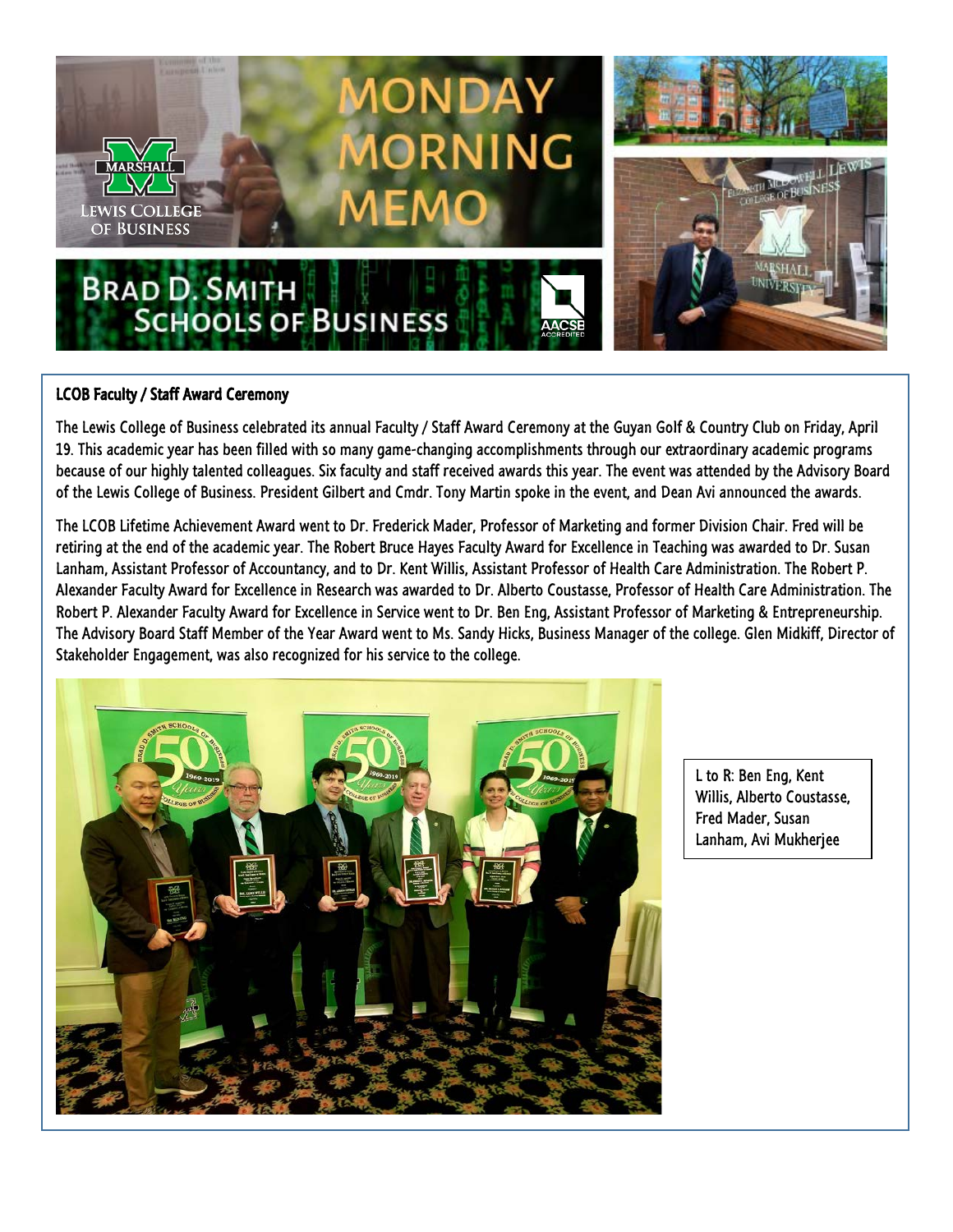# MONDAY MORNING MEMO

MARSHALL
LEWIS COLLEGE OF BUSINESS

BRAD D. SMITH SCHOOLS OF BUSINESS

AACSB ACCREDITED

## LCOB Faculty / Staff Award Ceremony

The Lewis College of Business celebrated its annual Faculty / Staff Award Ceremony at the Guyan Golf & Country Club on Friday, April 19. This academic year has been filled with so many game-changing accomplishments through our extraordinary academic programs because of our highly talented colleagues. Six faculty and staff received awards this year. The event was attended by the Advisory Board of the Lewis College of Business. President Gilbert and Cmdr. Tony Martin spoke in the event, and Dean Avi announced the awards.

The LCOB Lifetime Achievement Award went to Dr. Frederick Mader, Professor of Marketing and former Division Chair. Fred will be retiring at the end of the academic year. The Robert Bruce Hayes Faculty Award for Excellence in Teaching was awarded to Dr. Susan Lanham, Assistant Professor of Accountancy, and to Dr. Kent Willis, Assistant Professor of Health Care Administration. The Robert P. Alexander Faculty Award for Excellence in Research was awarded to Dr. Alberto Coustasse, Professor of Health Care Administration. The Robert P. Alexander Faculty Award for Excellence in Service went to Dr. Ben Eng, Assistant Professor of Marketing & Entrepreneurship. The Advisory Board Staff Member of the Year Award went to Ms. Sandy Hicks, Business Manager of the college. Glen Midkiff, Director of Stakeholder Engagement, was also recognized for his service to the college.

L to R: Ben Eng, Kent Willis, Alberto Coustasse, Fred Mader, Susan Lanham, Avi Mukherjee